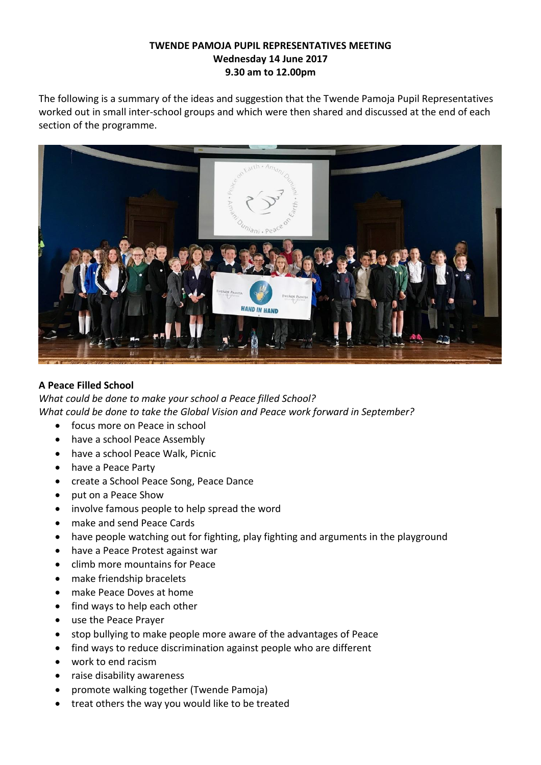**TWENDE PAMOJA PUPIL REPRESENTATIVES MEETING**
**Wednesday 14 June 2017**
**9.30 am to 12.00pm**

The following is a summary of the ideas and suggestion that the Twende Pamoja Pupil Representatives worked out in small inter-school groups and which were then shared and discussed at the end of each section of the programme.

### A Peace Filled School

*What could be done to make your school a Peace filled School?*
*What could be done to take the Global Vision and Peace work forward in September?*

- focus more on Peace in school
- have a school Peace Assembly
- have a school Peace Walk, Picnic
- have a Peace Party
- create a School Peace Song, Peace Dance
- put on a Peace Show
- involve famous people to help spread the word
- make and send Peace Cards
- have people watching out for fighting, play fighting and arguments in the playground
- have a Peace Protest against war
- climb more mountains for Peace
- make friendship bracelets
- make Peace Doves at home
- find ways to help each other
- use the Peace Prayer
- stop bullying to make people more aware of the advantages of Peace
- find ways to reduce discrimination against people who are different
- work to end racism
- raise disability awareness
- promote walking together (Twende Pamoja)
- treat others the way you would like to be treated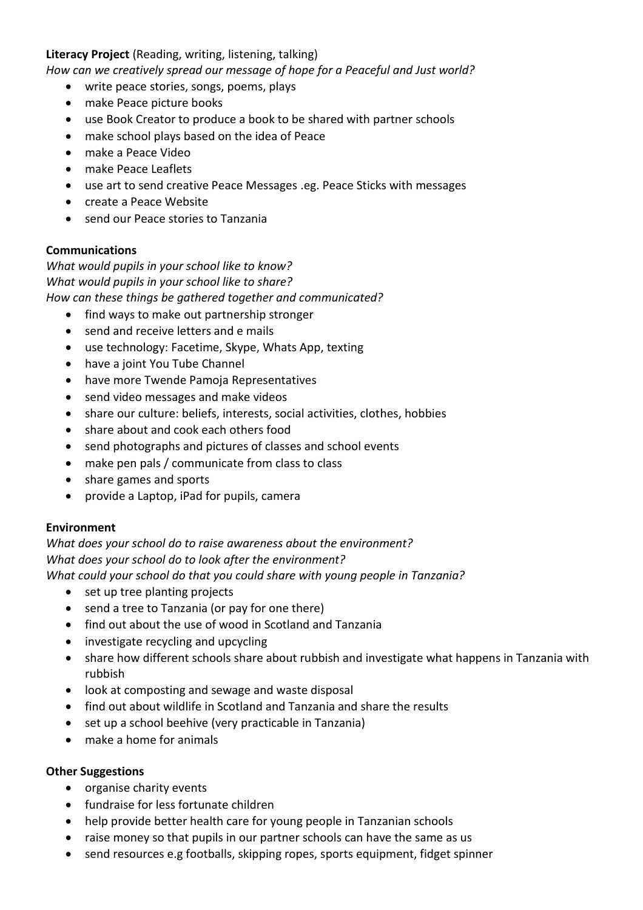**Literacy Project** (Reading, writing, listening, talking)

*How can we creatively spread our message of hope for a Peaceful and Just world?*

- write peace stories, songs, poems, plays
- make Peace picture books
- use Book Creator to produce a book to be shared with partner schools
- make school plays based on the idea of Peace
- make a Peace Video
- make Peace Leaflets
- use art to send creative Peace Messages .eg. Peace Sticks with messages
- create a Peace Website
- send our Peace stories to Tanzania

**Communications**

*What would pupils in your school like to know?*
*What would pupils in your school like to share?*
*How can these things be gathered together and communicated?*

- find ways to make out partnership stronger
- send and receive letters and e mails
- use technology: Facetime, Skype, Whats App, texting
- have a joint You Tube Channel
- have more Twende Pamoja Representatives
- send video messages and make videos
- share our culture: beliefs, interests, social activities, clothes, hobbies
- share about and cook each others food
- send photographs and pictures of classes and school events
- make pen pals / communicate from class to class
- share games and sports
- provide a Laptop, iPad for pupils, camera

**Environment**

*What does your school do to raise awareness about the environment?*
*What does your school do to look after the environment?*
*What could your school do that you could share with young people in Tanzania?*

- set up tree planting projects
- send a tree to Tanzania (or pay for one there)
- find out about the use of wood in Scotland and Tanzania
- investigate recycling and upcycling
- share how different schools share about rubbish and investigate what happens in Tanzania with rubbish
- look at composting and sewage and waste disposal
- find out about wildlife in Scotland and Tanzania and share the results
- set up a school beehive (very practicable in Tanzania)
- make a home for animals

**Other Suggestions**

- organise charity events
- fundraise for less fortunate children
- help provide better health care for young people in Tanzanian schools
- raise money so that pupils in our partner schools can have the same as us
- send resources e.g footballs, skipping ropes, sports equipment, fidget spinner